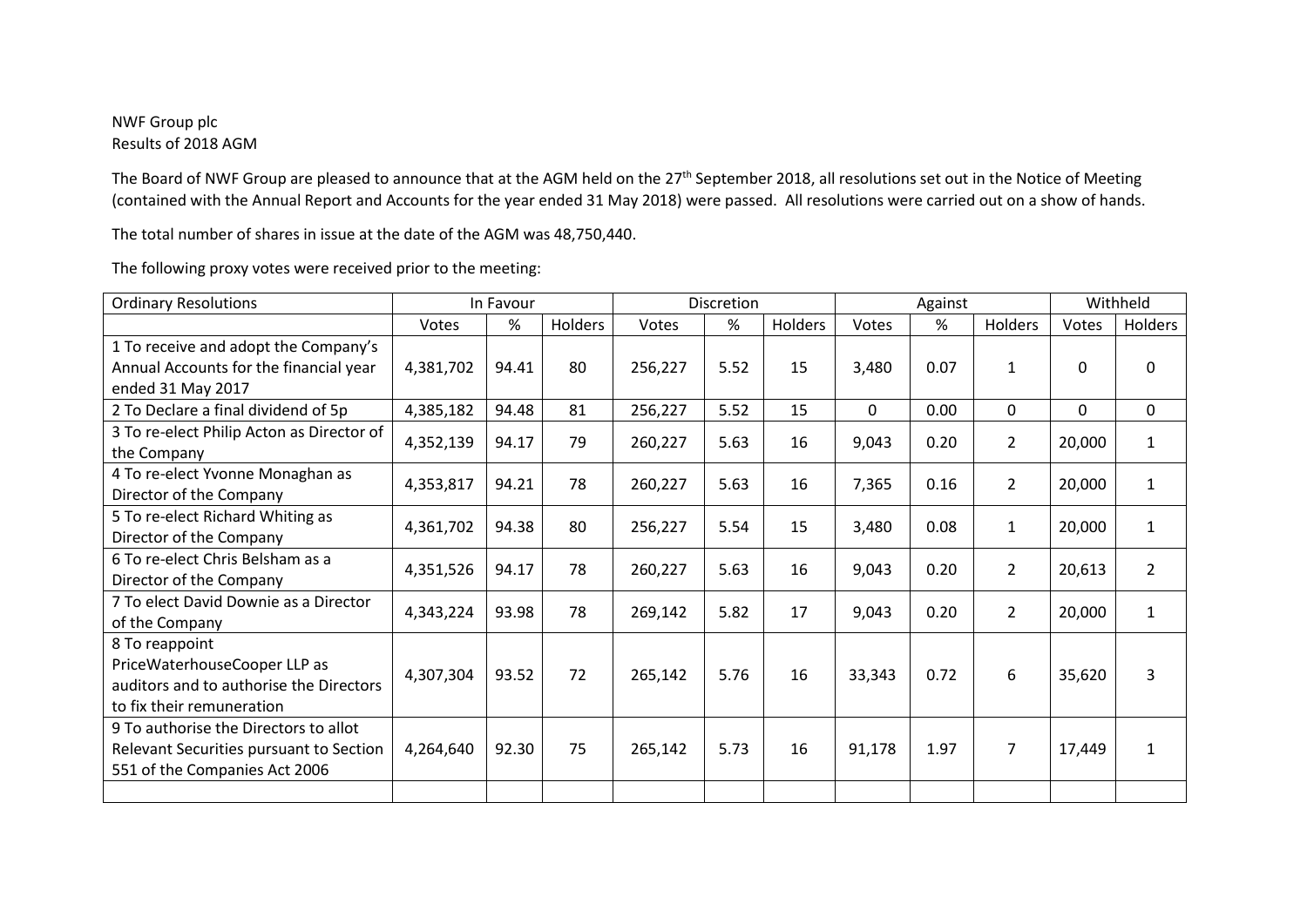NWF Group plc
Results of 2018 AGM

The Board of NWF Group are pleased to announce that at the AGM held on the 27th September 2018, all resolutions set out in the Notice of Meeting (contained with the Annual Report and Accounts for the year ended 31 May 2018) were passed. All resolutions were carried out on a show of hands.

The total number of shares in issue at the date of the AGM was 48,750,440.

The following proxy votes were received prior to the meeting:

| Ordinary Resolutions | In Favour | | | Discretion | | | Against | | | Withheld | |
|---|---|---|---|---|---|---|---|---|---|---|---|
| | Votes | % | Holders | Votes | % | Holders | Votes | % | Holders | Votes | Holders |
| 1 To receive and adopt the Company's Annual Accounts for the financial year ended 31 May 2017 | 4,381,702 | 94.41 | 80 | 256,227 | 5.52 | 15 | 3,480 | 0.07 | 1 | 0 | 0 |
| 2 To Declare a final dividend of 5p | 4,385,182 | 94.48 | 81 | 256,227 | 5.52 | 15 | 0 | 0.00 | 0 | 0 | 0 |
| 3 To re-elect Philip Acton as Director of the Company | 4,352,139 | 94.17 | 79 | 260,227 | 5.63 | 16 | 9,043 | 0.20 | 2 | 20,000 | 1 |
| 4 To re-elect Yvonne Monaghan as Director of the Company | 4,353,817 | 94.21 | 78 | 260,227 | 5.63 | 16 | 7,365 | 0.16 | 2 | 20,000 | 1 |
| 5 To re-elect Richard Whiting as Director of the Company | 4,361,702 | 94.38 | 80 | 256,227 | 5.54 | 15 | 3,480 | 0.08 | 1 | 20,000 | 1 |
| 6 To re-elect Chris Belsham as a Director of the Company | 4,351,526 | 94.17 | 78 | 260,227 | 5.63 | 16 | 9,043 | 0.20 | 2 | 20,613 | 2 |
| 7 To elect David Downie as a Director of the Company | 4,343,224 | 93.98 | 78 | 269,142 | 5.82 | 17 | 9,043 | 0.20 | 2 | 20,000 | 1 |
| 8 To reappoint PriceWaterhouseCooper LLP as auditors and to authorise the Directors to fix their remuneration | 4,307,304 | 93.52 | 72 | 265,142 | 5.76 | 16 | 33,343 | 0.72 | 6 | 35,620 | 3 |
| 9 To authorise the Directors to allot Relevant Securities pursuant to Section 551 of the Companies Act 2006 | 4,264,640 | 92.30 | 75 | 265,142 | 5.73 | 16 | 91,178 | 1.97 | 7 | 17,449 | 1 |
| | | | | | | | | | | | |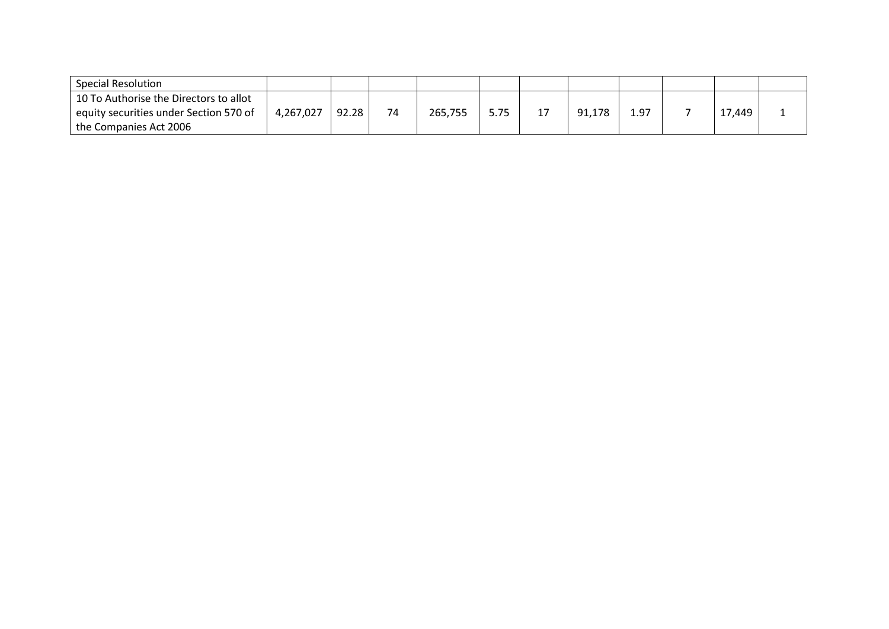| | | | | | | | | | | |
|---|---|---|---|---|---|---|---|---|---|---|
| Special Resolution | | | | | | | | | | |
| 10 To Authorise the Directors to allot equity securities under Section 570 of the Companies Act 2006 | 4,267,027 | 92.28 | 74 | 265,755 | 5.75 | 17 | 91,178 | 1.97 | 7 | 17,449 | 1 |